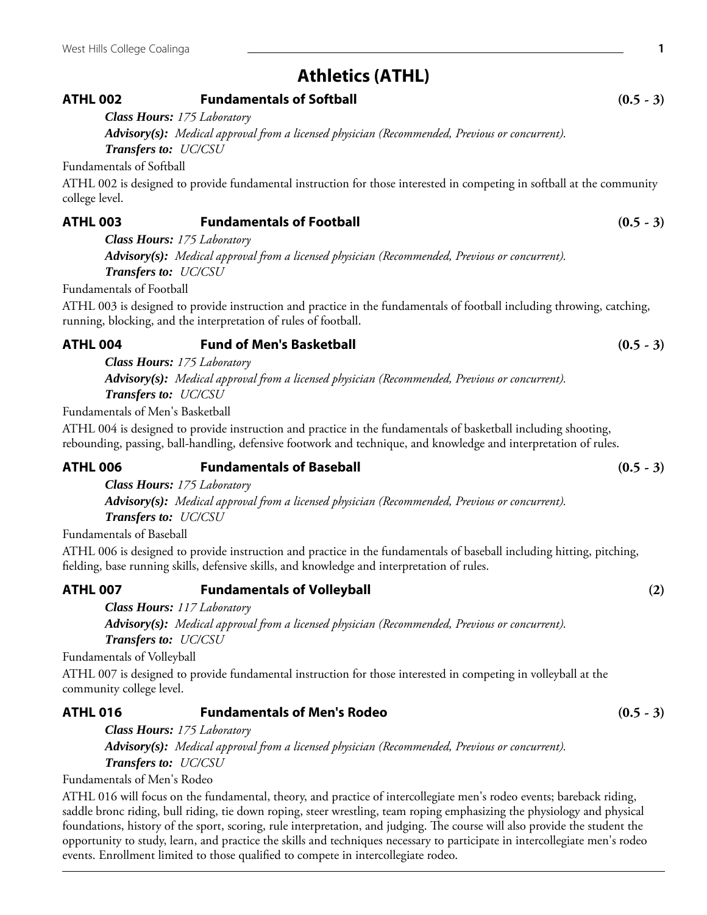# Athletics (ATHL)

### ATHL 002 Fundamentals of Softball (0.5 - 3)

***Class Hours:*** *175 Laboratory*

***Advisory(s):*** *Medical approval from a licensed physician (Recommended, Previous or concurrent).*

***Transfers to:*** *UC/CSU*

Fundamentals of Softball

ATHL 002 is designed to provide fundamental instruction for those interested in competing in softball at the community college level.

### ATHL 003 Fundamentals of Football (0.5 - 3)

***Class Hours:*** *175 Laboratory*

***Advisory(s):*** *Medical approval from a licensed physician (Recommended, Previous or concurrent).*

***Transfers to:*** *UC/CSU*

Fundamentals of Football

ATHL 003 is designed to provide instruction and practice in the fundamentals of football including throwing, catching, running, blocking, and the interpretation of rules of football.

### ATHL 004 Fund of Men's Basketball (0.5 - 3)

***Class Hours:*** *175 Laboratory*

***Advisory(s):*** *Medical approval from a licensed physician (Recommended, Previous or concurrent).*

***Transfers to:*** *UC/CSU*

Fundamentals of Men's Basketball

ATHL 004 is designed to provide instruction and practice in the fundamentals of basketball including shooting, rebounding, passing, ball-handling, defensive footwork and technique, and knowledge and interpretation of rules.

### ATHL 006 Fundamentals of Baseball (0.5 - 3)

***Class Hours:*** *175 Laboratory*

***Advisory(s):*** *Medical approval from a licensed physician (Recommended, Previous or concurrent).*

***Transfers to:*** *UC/CSU*

Fundamentals of Baseball

ATHL 006 is designed to provide instruction and practice in the fundamentals of baseball including hitting, pitching, fielding, base running skills, defensive skills, and knowledge and interpretation of rules.

### ATHL 007 Fundamentals of Volleyball (2)

***Class Hours:*** *117 Laboratory*

***Advisory(s):*** *Medical approval from a licensed physician (Recommended, Previous or concurrent).*

***Transfers to:*** *UC/CSU*

Fundamentals of Volleyball

ATHL 007 is designed to provide fundamental instruction for those interested in competing in volleyball at the community college level.

### ATHL 016 Fundamentals of Men's Rodeo (0.5 - 3)

***Class Hours:*** *175 Laboratory*

***Advisory(s):*** *Medical approval from a licensed physician (Recommended, Previous or concurrent).*

***Transfers to:*** *UC/CSU*

Fundamentals of Men's Rodeo

ATHL 016 will focus on the fundamental, theory, and practice of intercollegiate men's rodeo events; bareback riding, saddle bronc riding, bull riding, tie down roping, steer wrestling, team roping emphasizing the physiology and physical foundations, history of the sport, scoring, rule interpretation, and judging. The course will also provide the student the opportunity to study, learn, and practice the skills and techniques necessary to participate in intercollegiate men's rodeo events. Enrollment limited to those qualified to compete in intercollegiate rodeo.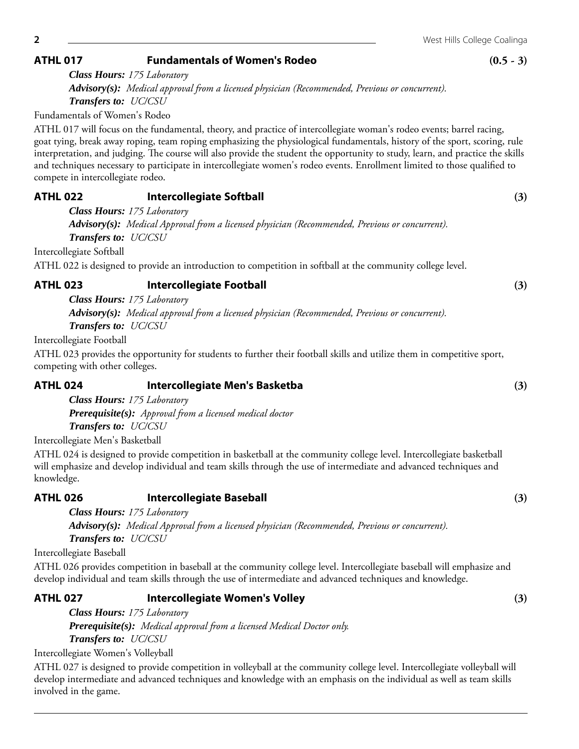## ATHL 017 Fundamentals of Women's Rodeo (0.5 - 3)

***Class Hours:*** *175 Laboratory*

***Advisory(s):*** *Medical approval from a licensed physician (Recommended, Previous or concurrent).*

***Transfers to:*** *UC/CSU*

Fundamentals of Women's Rodeo

ATHL 017 will focus on the fundamental, theory, and practice of intercollegiate woman's rodeo events; barrel racing, goat tying, break away roping, team roping emphasizing the physiological fundamentals, history of the sport, scoring, rule interpretation, and judging. The course will also provide the student the opportunity to study, learn, and practice the skills and techniques necessary to participate in intercollegiate women's rodeo events. Enrollment limited to those qualified to compete in intercollegiate rodeo.

## ATHL 022 Intercollegiate Softball (3)

***Class Hours:*** *175 Laboratory*

***Advisory(s):*** *Medical Approval from a licensed physician (Recommended, Previous or concurrent).*

***Transfers to:*** *UC/CSU*

Intercollegiate Softball

ATHL 022 is designed to provide an introduction to competition in softball at the community college level.

## ATHL 023 Intercollegiate Football (3)

***Class Hours:*** *175 Laboratory*

***Advisory(s):*** *Medical approval from a licensed physician (Recommended, Previous or concurrent).*

***Transfers to:*** *UC/CSU*

Intercollegiate Football

ATHL 023 provides the opportunity for students to further their football skills and utilize them in competitive sport, competing with other colleges.

## ATHL 024 Intercollegiate Men's Basketba (3)

***Class Hours:*** *175 Laboratory*

***Prerequisite(s):*** *Approval from a licensed medical doctor*

***Transfers to:*** *UC/CSU*

Intercollegiate Men's Basketball

ATHL 024 is designed to provide competition in basketball at the community college level. Intercollegiate basketball will emphasize and develop individual and team skills through the use of intermediate and advanced techniques and knowledge.

## ATHL 026 Intercollegiate Baseball (3)

***Class Hours:*** *175 Laboratory*

***Advisory(s):*** *Medical Approval from a licensed physician (Recommended, Previous or concurrent).*

***Transfers to:*** *UC/CSU*

Intercollegiate Baseball

ATHL 026 provides competition in baseball at the community college level. Intercollegiate baseball will emphasize and develop individual and team skills through the use of intermediate and advanced techniques and knowledge.

## ATHL 027 Intercollegiate Women's Volley (3)

***Class Hours:*** *175 Laboratory*

***Prerequisite(s):*** *Medical approval from a licensed Medical Doctor only.*

***Transfers to:*** *UC/CSU*

Intercollegiate Women's Volleyball

ATHL 027 is designed to provide competition in volleyball at the community college level. Intercollegiate volleyball will develop intermediate and advanced techniques and knowledge with an emphasis on the individual as well as team skills involved in the game.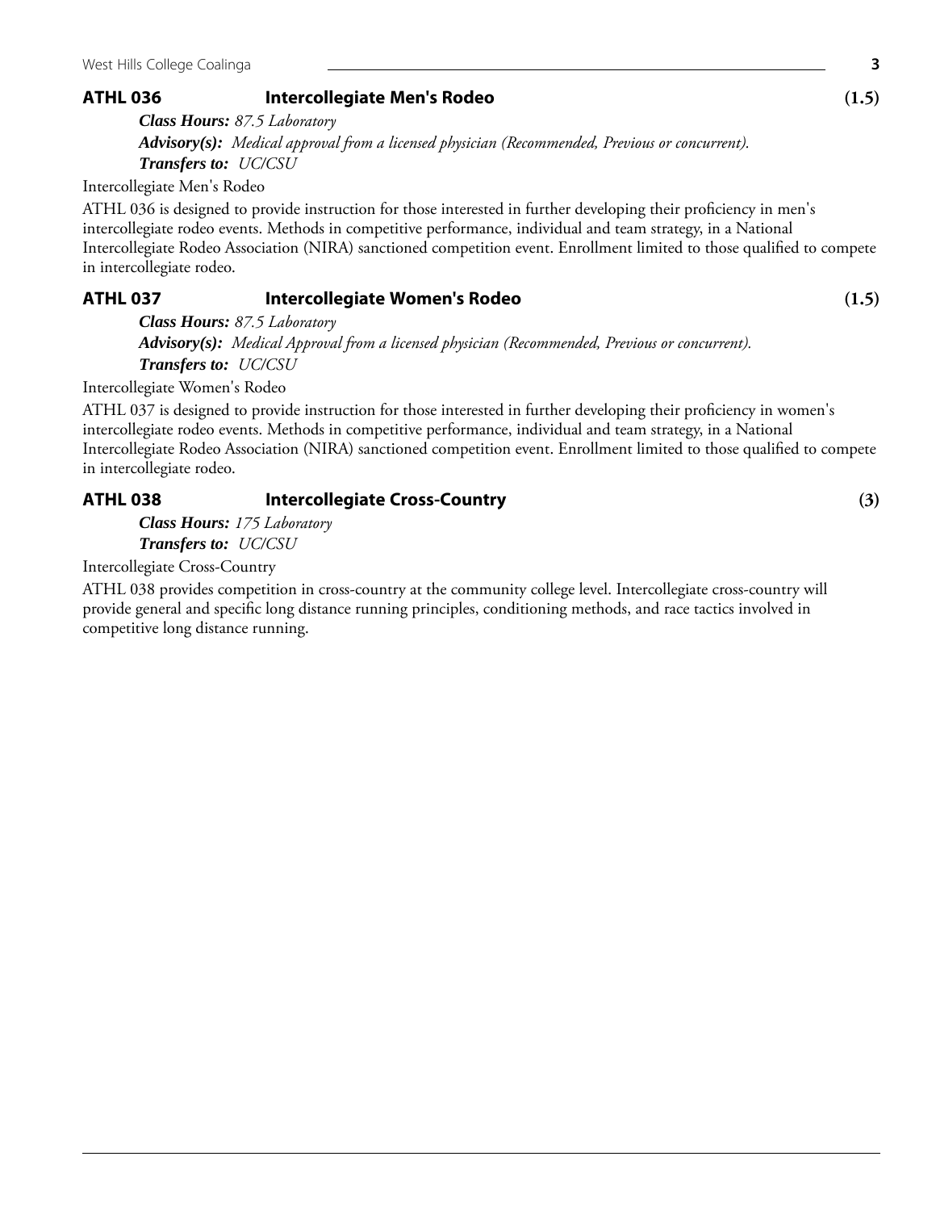## ATHL 036 Intercollegiate Men's Rodeo (1.5)

***Class Hours:*** *87.5 Laboratory*

***Advisory(s):*** *Medical approval from a licensed physician (Recommended, Previous or concurrent).*

***Transfers to:*** *UC/CSU*

Intercollegiate Men's Rodeo

ATHL 036 is designed to provide instruction for those interested in further developing their proficiency in men's intercollegiate rodeo events. Methods in competitive performance, individual and team strategy, in a National Intercollegiate Rodeo Association (NIRA) sanctioned competition event. Enrollment limited to those qualified to compete in intercollegiate rodeo.

## ATHL 037 Intercollegiate Women's Rodeo (1.5)

***Class Hours:*** *87.5 Laboratory*

***Advisory(s):*** *Medical Approval from a licensed physician (Recommended, Previous or concurrent).*

***Transfers to:*** *UC/CSU*

Intercollegiate Women's Rodeo

ATHL 037 is designed to provide instruction for those interested in further developing their proficiency in women's intercollegiate rodeo events. Methods in competitive performance, individual and team strategy, in a National Intercollegiate Rodeo Association (NIRA) sanctioned competition event. Enrollment limited to those qualified to compete in intercollegiate rodeo.

## ATHL 038 Intercollegiate Cross-Country (3)

***Class Hours:*** *175 Laboratory*

***Transfers to:*** *UC/CSU*

Intercollegiate Cross-Country

ATHL 038 provides competition in cross-country at the community college level. Intercollegiate cross-country will provide general and specific long distance running principles, conditioning methods, and race tactics involved in competitive long distance running.